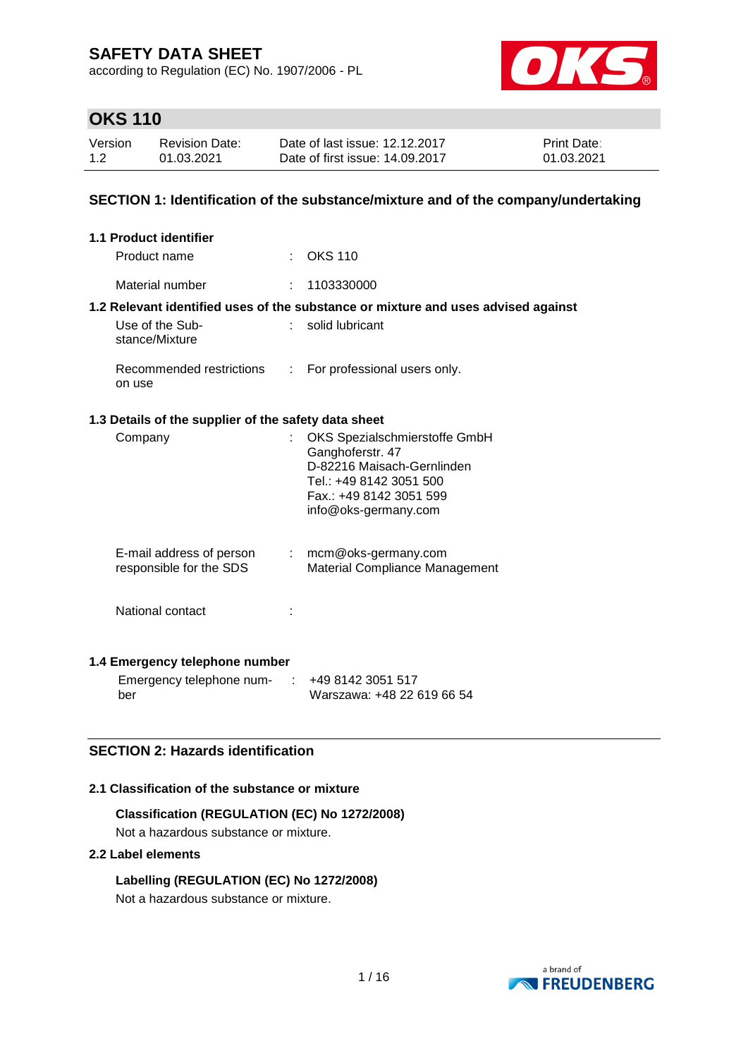# SAFETY DATA SHEET

according to Regulation (EC) No. 1907/2006 - PL

## OKS 110

| Version | Revision Date: | Date of last issue: 12.12.2017 | Print Date: |
|---|---|---|---|
| 1.2 | 01.03.2021 | Date of first issue: 14.09.2017 | 01.03.2021 |

## SECTION 1: Identification of the substance/mixture and of the company/undertaking

### 1.1 Product identifier

| | | |
|---|---|---|
| Product name | : | OKS 110 |
| Material number | : | 1103330000 |

### 1.2 Relevant identified uses of the substance or mixture and uses advised against

| | | |
|---|---|---|
| Use of the Substance/Mixture | : | solid lubricant |
| Recommended restrictions on use | : | For professional users only. |

### 1.3 Details of the supplier of the safety data sheet

| | | |
|---|---|---|
| Company | : | OKS Spezialschmierstoffe GmbH<br>Ganghoferstr. 47<br>D-82216 Maisach-Gernlinden<br>Tel.: +49 8142 3051 500<br>Fax.: +49 8142 3051 599<br>info@oks-germany.com |
| E-mail address of person responsible for the SDS | : | mcm@oks-germany.com<br>Material Compliance Management |
| National contact | : | |

### 1.4 Emergency telephone number

| | | |
|---|---|---|
| Emergency telephone number | : | +49 8142 3051 517<br>Warszawa: +48 22 619 66 54 |

## SECTION 2: Hazards identification

### 2.1 Classification of the substance or mixture

**Classification (REGULATION (EC) No 1272/2008)**

Not a hazardous substance or mixture.

### 2.2 Label elements

**Labelling (REGULATION (EC) No 1272/2008)**

Not a hazardous substance or mixture.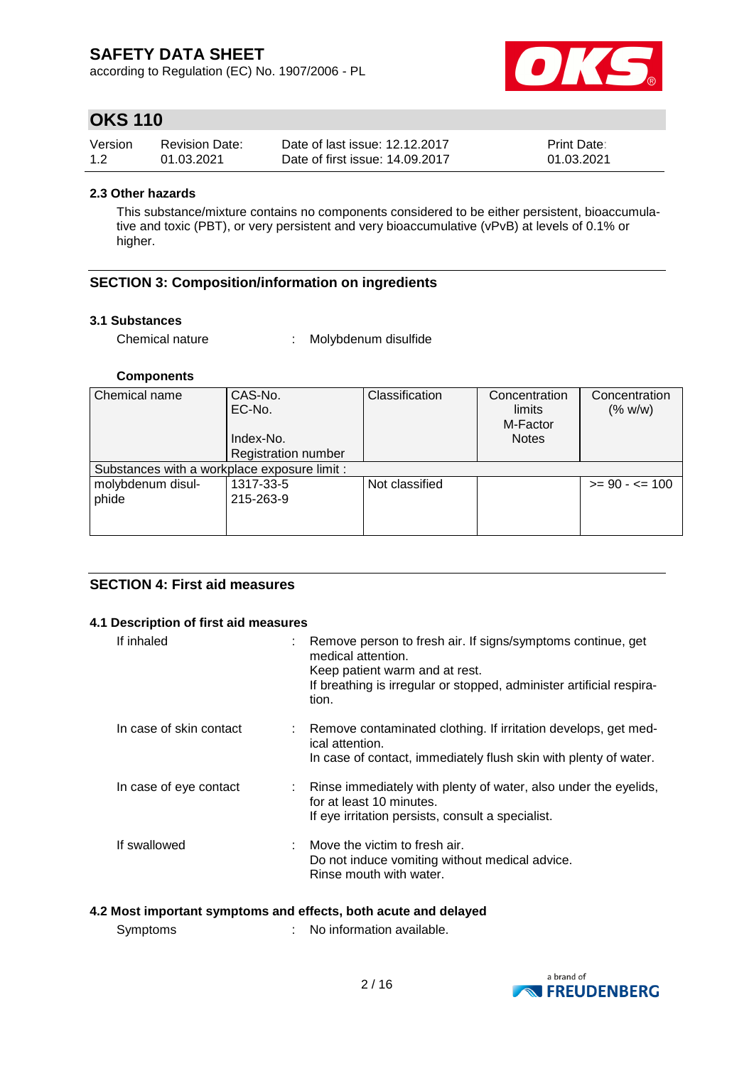## 2.3 Other hazards

This substance/mixture contains no components considered to be either persistent, bioaccumulative and toxic (PBT), or very persistent and very bioaccumulative (vPvB) at levels of 0.1% or higher.

## SECTION 3: Composition/information on ingredients

### 3.1 Substances

Chemical nature : Molybdenum disulfide

**Components**

| Chemical name | CAS-No.<br>EC-No.<br><br>Index-No.<br>Registration number | Classification | Concentration limits<br>M-Factor<br>Notes | Concentration (% w/w) |
|---|---|---|---|---|
| Substances with a workplace exposure limit : | | | | |
| molybdenum disulphide | 1317-33-5<br>215-263-9 | Not classified | | >= 90 - <= 100 |

## SECTION 4: First aid measures

### 4.1 Description of first aid measures

If inhaled : Remove person to fresh air. If signs/symptoms continue, get medical attention.
Keep patient warm and at rest.
If breathing is irregular or stopped, administer artificial respiration.

In case of skin contact : Remove contaminated clothing. If irritation develops, get medical attention.
In case of contact, immediately flush skin with plenty of water.

In case of eye contact : Rinse immediately with plenty of water, also under the eyelids, for at least 10 minutes.
If eye irritation persists, consult a specialist.

If swallowed : Move the victim to fresh air.
Do not induce vomiting without medical advice.
Rinse mouth with water.

### 4.2 Most important symptoms and effects, both acute and delayed

Symptoms : No information available.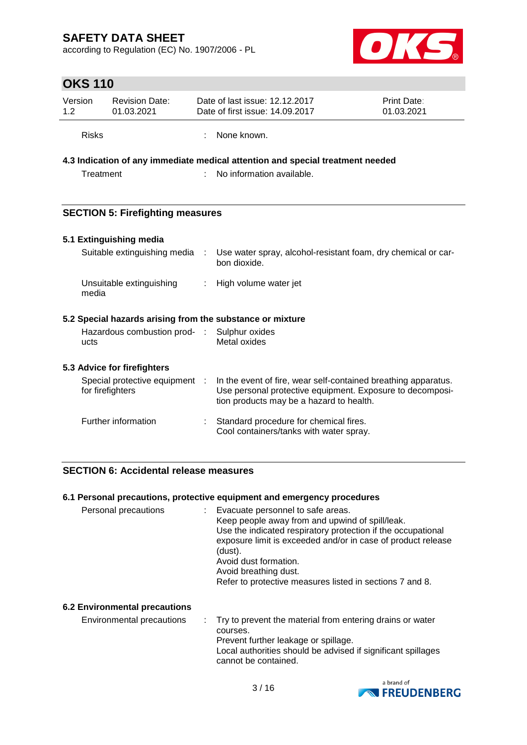| | | |
|---|---|---|
| Risks | : | None known. |

### 4.3 Indication of any immediate medical attention and special treatment needed

| | | |
|---|---|---|
| Treatment | : | No information available. |

## SECTION 5: Firefighting measures

### 5.1 Extinguishing media

| | | |
|---|---|---|
| Suitable extinguishing media | : | Use water spray, alcohol-resistant foam, dry chemical or carbon dioxide. |
| Unsuitable extinguishing media | : | High volume water jet |

### 5.2 Special hazards arising from the substance or mixture

| | | |
|---|---|---|
| Hazardous combustion products | : | Sulphur oxides<br>Metal oxides |

### 5.3 Advice for firefighters

| | | |
|---|---|---|
| Special protective equipment for firefighters | : | In the event of fire, wear self-contained breathing apparatus. Use personal protective equipment. Exposure to decomposition products may be a hazard to health. |
| Further information | : | Standard procedure for chemical fires.<br>Cool containers/tanks with water spray. |

## SECTION 6: Accidental release measures

### 6.1 Personal precautions, protective equipment and emergency procedures

| | | |
|---|---|---|
| Personal precautions | : | Evacuate personnel to safe areas.<br>Keep people away from and upwind of spill/leak.<br>Use the indicated respiratory protection if the occupational exposure limit is exceeded and/or in case of product release (dust).<br>Avoid dust formation.<br>Avoid breathing dust.<br>Refer to protective measures listed in sections 7 and 8. |

### 6.2 Environmental precautions

| | | |
|---|---|---|
| Environmental precautions | : | Try to prevent the material from entering drains or water courses.<br>Prevent further leakage or spillage.<br>Local authorities should be advised if significant spillages cannot be contained. |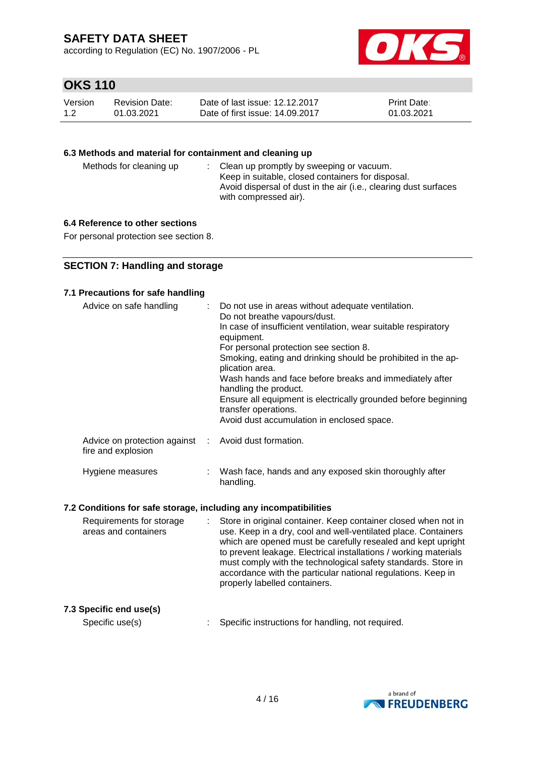### 6.3 Methods and material for containment and cleaning up

| | |
|---|---|
| Methods for cleaning up | : Clean up promptly by sweeping or vacuum. Keep in suitable, closed containers for disposal. Avoid dispersal of dust in the air (i.e., clearing dust surfaces with compressed air). |

### 6.4 Reference to other sections

For personal protection see section 8.

## SECTION 7: Handling and storage

### 7.1 Precautions for safe handling

| | |
|---|---|
| Advice on safe handling | : Do not use in areas without adequate ventilation. Do not breathe vapours/dust. In case of insufficient ventilation, wear suitable respiratory equipment. For personal protection see section 8. Smoking, eating and drinking should be prohibited in the application area. Wash hands and face before breaks and immediately after handling the product. Ensure all equipment is electrically grounded before beginning transfer operations. Avoid dust accumulation in enclosed space. |
| Advice on protection against fire and explosion | : Avoid dust formation. |
| Hygiene measures | : Wash face, hands and any exposed skin thoroughly after handling. |

### 7.2 Conditions for safe storage, including any incompatibilities

| | |
|---|---|
| Requirements for storage areas and containers | : Store in original container. Keep container closed when not in use. Keep in a dry, cool and well-ventilated place. Containers which are opened must be carefully resealed and kept upright to prevent leakage. Electrical installations / working materials must comply with the technological safety standards. Store in accordance with the particular national regulations. Keep in properly labelled containers. |

### 7.3 Specific end use(s)

| | |
|---|---|
| Specific use(s) | : Specific instructions for handling, not required. |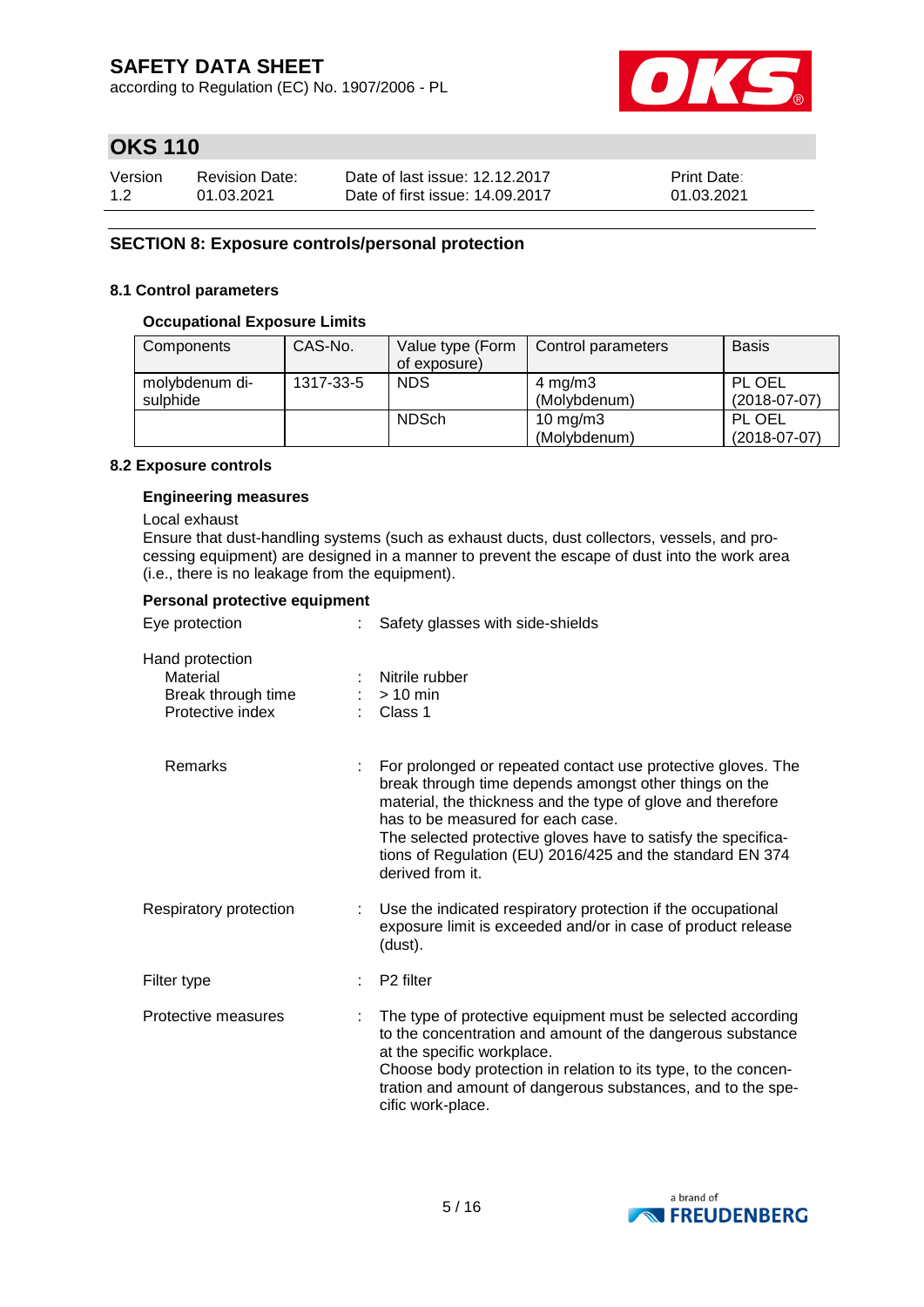## SECTION 8: Exposure controls/personal protection

### 8.1 Control parameters

**Occupational Exposure Limits**

| Components | CAS-No. | Value type (Form of exposure) | Control parameters | Basis |
|---|---|---|---|---|
| molybdenum di-sulphide | 1317-33-5 | NDS | 4 mg/m3 (Molybdenum) | PL OEL (2018-07-07) |
| | | NDSch | 10 mg/m3 (Molybdenum) | PL OEL (2018-07-07) |

### 8.2 Exposure controls

**Engineering measures**

Local exhaust
Ensure that dust-handling systems (such as exhaust ducts, dust collectors, vessels, and processing equipment) are designed in a manner to prevent the escape of dust into the work area (i.e., there is no leakage from the equipment).

**Personal protective equipment**

Eye protection : Safety glasses with side-shields

Hand protection
- Material : Nitrile rubber
- Break through time : > 10 min
- Protective index : Class 1

Remarks : For prolonged or repeated contact use protective gloves. The break through time depends amongst other things on the material, the thickness and the type of glove and therefore has to be measured for each case.
The selected protective gloves have to satisfy the specifications of Regulation (EU) 2016/425 and the standard EN 374 derived from it.

Respiratory protection : Use the indicated respiratory protection if the occupational exposure limit is exceeded and/or in case of product release (dust).

Filter type : P2 filter

Protective measures : The type of protective equipment must be selected according to the concentration and amount of the dangerous substance at the specific workplace.
Choose body protection in relation to its type, to the concentration and amount of dangerous substances, and to the specific work-place.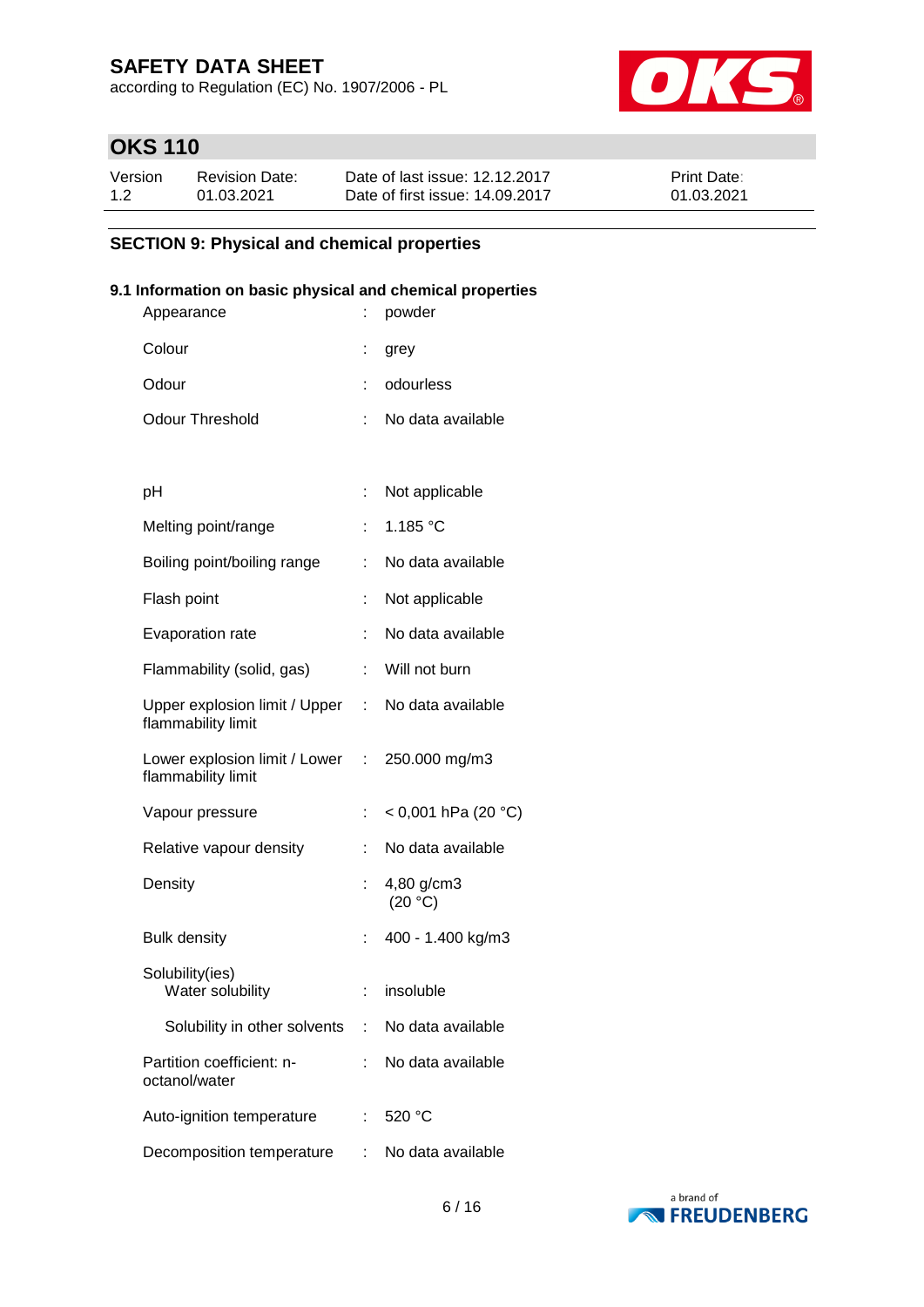# SAFETY DATA SHEET

according to Regulation (EC) No. 1907/2006 - PL

## OKS 110

| Version | Revision Date: | Date of last issue: 12.12.2017 | Print Date: |
|---|---|---|---|
| 1.2 | 01.03.2021 | Date of first issue: 14.09.2017 | 01.03.2021 |

## SECTION 9: Physical and chemical properties

### 9.1 Information on basic physical and chemical properties

| Property | | Value |
|---|---|---|
| Appearance | : | powder |
| Colour | : | grey |
| Odour | : | odourless |
| Odour Threshold | : | No data available |
| pH | : | Not applicable |
| Melting point/range | : | 1.185 °C |
| Boiling point/boiling range | : | No data available |
| Flash point | : | Not applicable |
| Evaporation rate | : | No data available |
| Flammability (solid, gas) | : | Will not burn |
| Upper explosion limit / Upper flammability limit | : | No data available |
| Lower explosion limit / Lower flammability limit | : | 250.000 mg/m3 |
| Vapour pressure | : | < 0,001 hPa (20 °C) |
| Relative vapour density | : | No data available |
| Density | : | 4,80 g/cm3 (20 °C) |
| Bulk density | : | 400 - 1.400 kg/m3 |
| Solubility(ies) Water solubility | : | insoluble |
| Solubility in other solvents | : | No data available |
| Partition coefficient: n-octanol/water | : | No data available |
| Auto-ignition temperature | : | 520 °C |
| Decomposition temperature | : | No data available |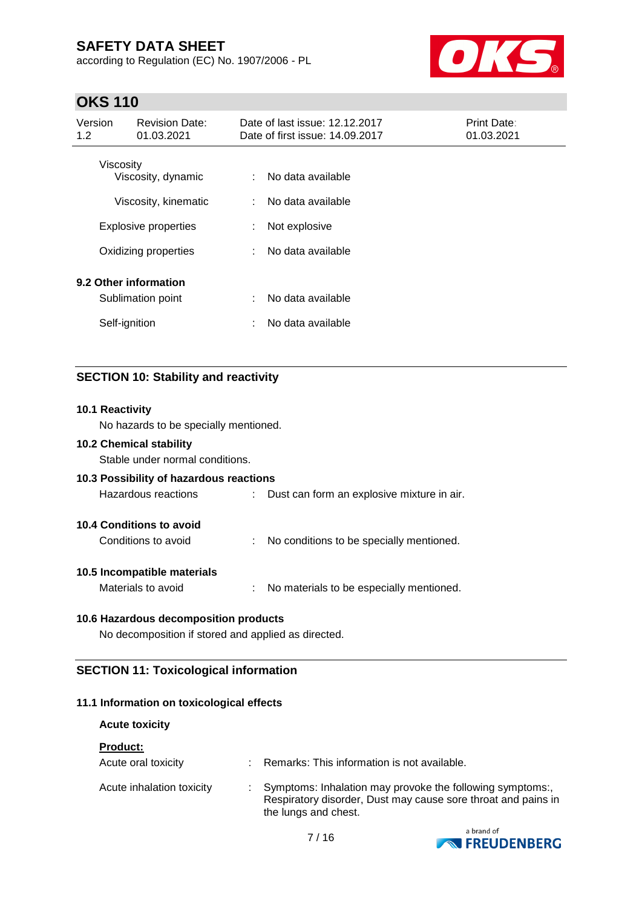Viscosity

| | | |
|---|---|---|
| Viscosity, dynamic | : | No data available |
| Viscosity, kinematic | : | No data available |
| Explosive properties | : | Not explosive |
| Oxidizing properties | : | No data available |

### 9.2 Other information

| | | |
|---|---|---|
| Sublimation point | : | No data available |
| Self-ignition | : | No data available |

## SECTION 10: Stability and reactivity

### 10.1 Reactivity

No hazards to be specially mentioned.

### 10.2 Chemical stability

Stable under normal conditions.

### 10.3 Possibility of hazardous reactions

Hazardous reactions : Dust can form an explosive mixture in air.

### 10.4 Conditions to avoid

Conditions to avoid : No conditions to be specially mentioned.

### 10.5 Incompatible materials

Materials to avoid : No materials to be especially mentioned.

### 10.6 Hazardous decomposition products

No decomposition if stored and applied as directed.

## SECTION 11: Toxicological information

### 11.1 Information on toxicological effects

**Acute toxicity**

**Product:**

| | | |
|---|---|---|
| Acute oral toxicity | : | Remarks: This information is not available. |
| Acute inhalation toxicity | : | Symptoms: Inhalation may provoke the following symptoms:, Respiratory disorder, Dust may cause sore throat and pains in the lungs and chest. |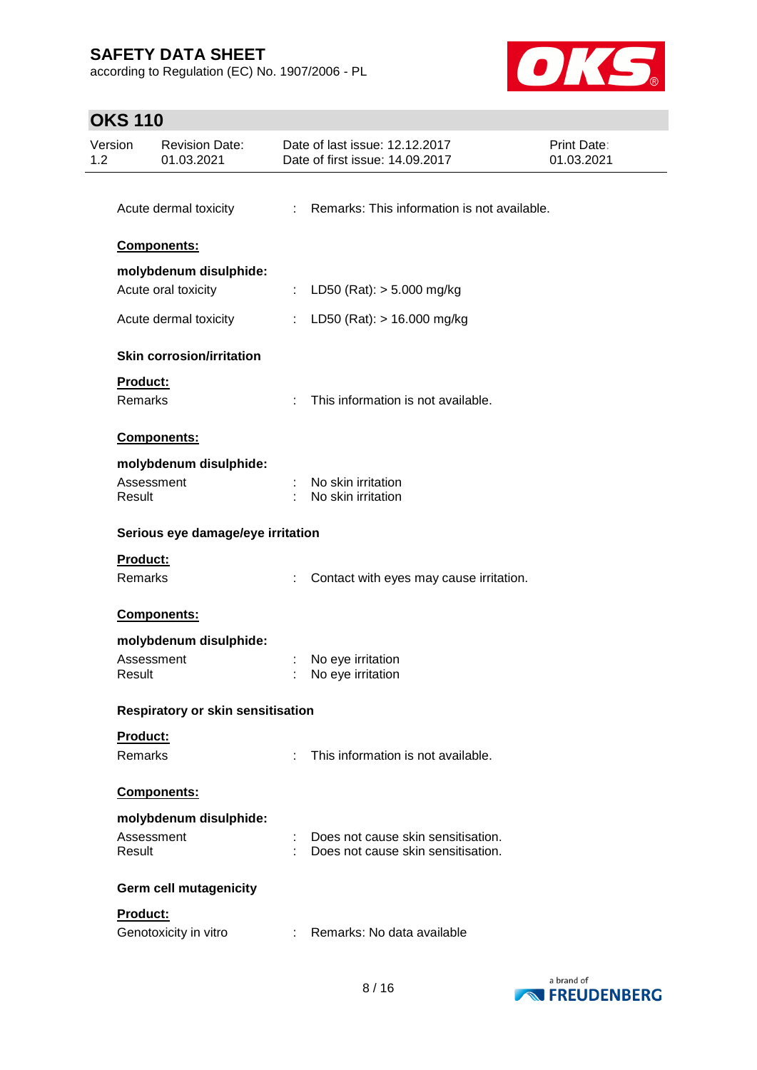Acute dermal toxicity : Remarks: This information is not available.

**Components:**

**molybdenum disulphide:**

Acute oral toxicity : LD50 (Rat): > 5.000 mg/kg

Acute dermal toxicity : LD50 (Rat): > 16.000 mg/kg

**Skin corrosion/irritation**

**Product:**

Remarks : This information is not available.

**Components:**

**molybdenum disulphide:**

Assessment : No skin irritation
Result : No skin irritation

**Serious eye damage/eye irritation**

**Product:**

Remarks : Contact with eyes may cause irritation.

**Components:**

**molybdenum disulphide:**

Assessment : No eye irritation
Result : No eye irritation

**Respiratory or skin sensitisation**

**Product:**

Remarks : This information is not available.

**Components:**

**molybdenum disulphide:**

Assessment : Does not cause skin sensitisation.
Result : Does not cause skin sensitisation.

**Germ cell mutagenicity**

**Product:**

Genotoxicity in vitro : Remarks: No data available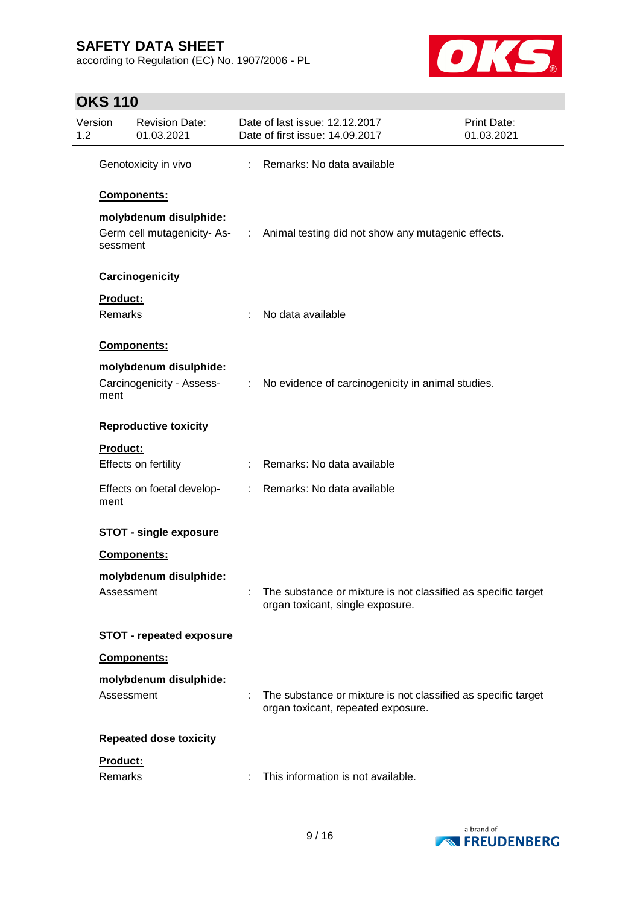Genotoxicity in vivo : Remarks: No data available

**Components:**

**molybdenum disulphide:**

Germ cell mutagenicity- Assessment : Animal testing did not show any mutagenic effects.

**Carcinogenicity**

**Product:**

Remarks : No data available

**Components:**

**molybdenum disulphide:**

Carcinogenicity - Assessment : No evidence of carcinogenicity in animal studies.

**Reproductive toxicity**

**Product:**

Effects on fertility : Remarks: No data available

Effects on foetal development : Remarks: No data available

**STOT - single exposure**

**Components:**

**molybdenum disulphide:**

Assessment : The substance or mixture is not classified as specific target organ toxicant, single exposure.

**STOT - repeated exposure**

**Components:**

**molybdenum disulphide:**

Assessment : The substance or mixture is not classified as specific target organ toxicant, repeated exposure.

**Repeated dose toxicity**

**Product:**

Remarks : This information is not available.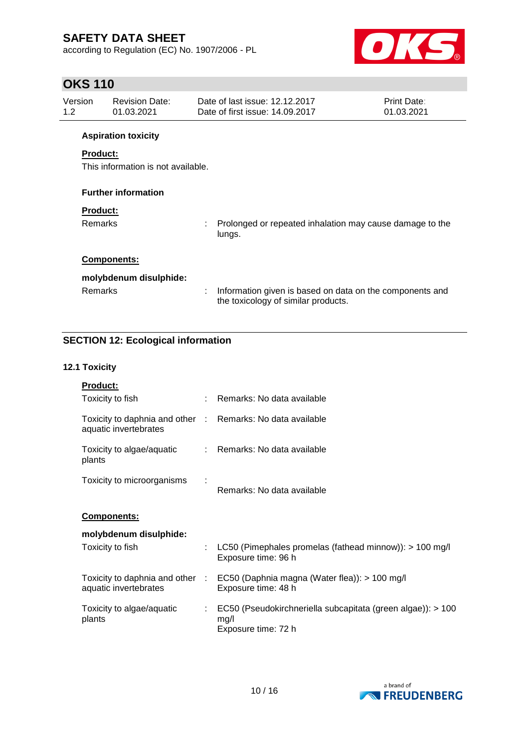**Aspiration toxicity**

**Product:**

This information is not available.

**Further information**

**Product:**

| | | |
|---|---|---|
| Remarks | : | Prolonged or repeated inhalation may cause damage to the lungs. |

**Components:**

**molybdenum disulphide:**

| | | |
|---|---|---|
| Remarks | : | Information given is based on data on the components and the toxicology of similar products. |

## SECTION 12: Ecological information

### 12.1 Toxicity

**Product:**

| | | |
|---|---|---|
| Toxicity to fish | : | Remarks: No data available |
| Toxicity to daphnia and other aquatic invertebrates | : | Remarks: No data available |
| Toxicity to algae/aquatic plants | : | Remarks: No data available |
| Toxicity to microorganisms | : | Remarks: No data available |

**Components:**

**molybdenum disulphide:**

| | | |
|---|---|---|
| Toxicity to fish | : | LC50 (Pimephales promelas (fathead minnow)): > 100 mg/l<br>Exposure time: 96 h |
| Toxicity to daphnia and other aquatic invertebrates | : | EC50 (Daphnia magna (Water flea)): > 100 mg/l<br>Exposure time: 48 h |
| Toxicity to algae/aquatic plants | : | EC50 (Pseudokirchneriella subcapitata (green algae)): > 100 mg/l<br>Exposure time: 72 h |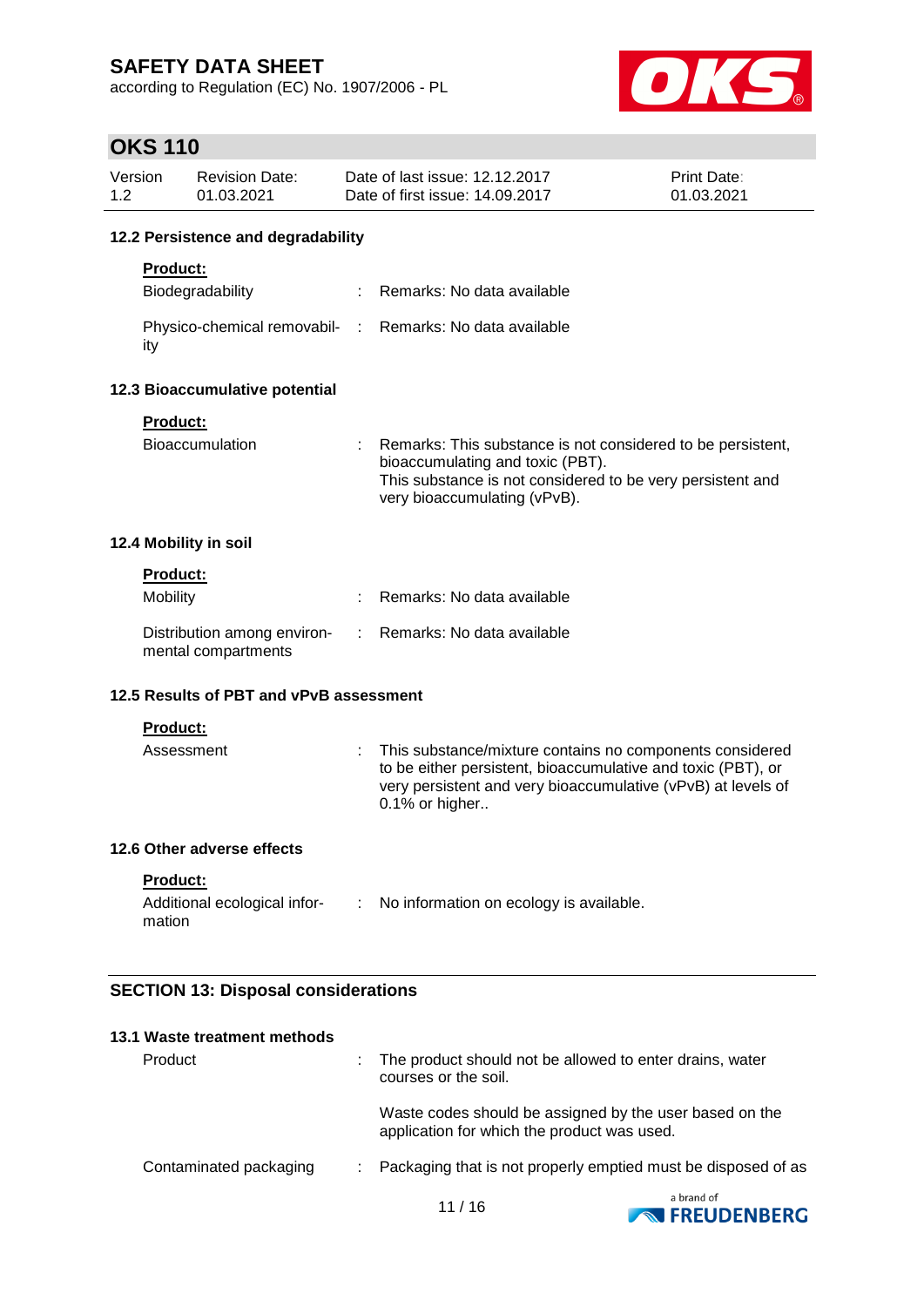### 12.2 Persistence and degradability

**Product:**

| | | |
|---|---|---|
| Biodegradability | : | Remarks: No data available |
| Physico-chemical removability | : | Remarks: No data available |

### 12.3 Bioaccumulative potential

**Product:**

| | | |
|---|---|---|
| Bioaccumulation | : | Remarks: This substance is not considered to be persistent, bioaccumulating and toxic (PBT).<br>This substance is not considered to be very persistent and very bioaccumulating (vPvB). |

### 12.4 Mobility in soil

**Product:**

| | | |
|---|---|---|
| Mobility | : | Remarks: No data available |
| Distribution among environmental compartments | : | Remarks: No data available |

### 12.5 Results of PBT and vPvB assessment

**Product:**

| | | |
|---|---|---|
| Assessment | : | This substance/mixture contains no components considered to be either persistent, bioaccumulative and toxic (PBT), or very persistent and very bioaccumulative (vPvB) at levels of 0.1% or higher.. |

### 12.6 Other adverse effects

**Product:**

| | | |
|---|---|---|
| Additional ecological information | : | No information on ecology is available. |

## SECTION 13: Disposal considerations

### 13.1 Waste treatment methods

| | | |
|---|---|---|
| Product | : | The product should not be allowed to enter drains, water courses or the soil.<br><br>Waste codes should be assigned by the user based on the application for which the product was used. |
| Contaminated packaging | : | Packaging that is not properly emptied must be disposed of as |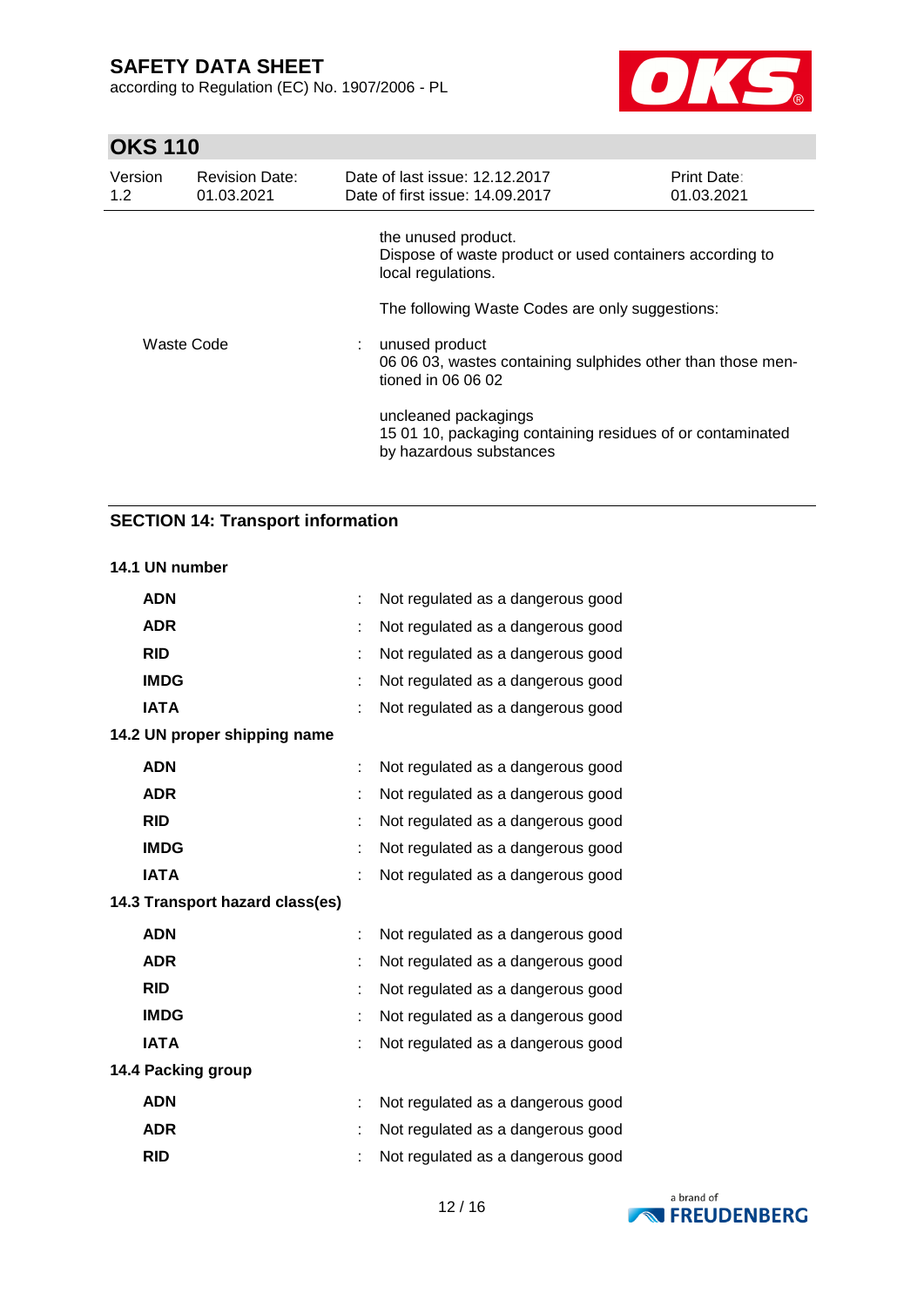the unused product.
Dispose of waste product or used containers according to local regulations.

The following Waste Codes are only suggestions:

| | | |
|---|---|---|
| Waste Code | : | unused product<br>06 06 03, wastes containing sulphides other than those mentioned in 06 06 02<br><br>uncleaned packagings<br>15 01 10, packaging containing residues of or contaminated by hazardous substances |

## SECTION 14: Transport information

**14.1 UN number**

| | | |
|---|---|---|
| **ADN** | : | Not regulated as a dangerous good |
| **ADR** | : | Not regulated as a dangerous good |
| **RID** | : | Not regulated as a dangerous good |
| **IMDG** | : | Not regulated as a dangerous good |
| **IATA** | : | Not regulated as a dangerous good |

**14.2 UN proper shipping name**

| | | |
|---|---|---|
| **ADN** | : | Not regulated as a dangerous good |
| **ADR** | : | Not regulated as a dangerous good |
| **RID** | : | Not regulated as a dangerous good |
| **IMDG** | : | Not regulated as a dangerous good |
| **IATA** | : | Not regulated as a dangerous good |

**14.3 Transport hazard class(es)**

| | | |
|---|---|---|
| **ADN** | : | Not regulated as a dangerous good |
| **ADR** | : | Not regulated as a dangerous good |
| **RID** | : | Not regulated as a dangerous good |
| **IMDG** | : | Not regulated as a dangerous good |
| **IATA** | : | Not regulated as a dangerous good |

**14.4 Packing group**

| | | |
|---|---|---|
| **ADN** | : | Not regulated as a dangerous good |
| **ADR** | : | Not regulated as a dangerous good |
| **RID** | : | Not regulated as a dangerous good |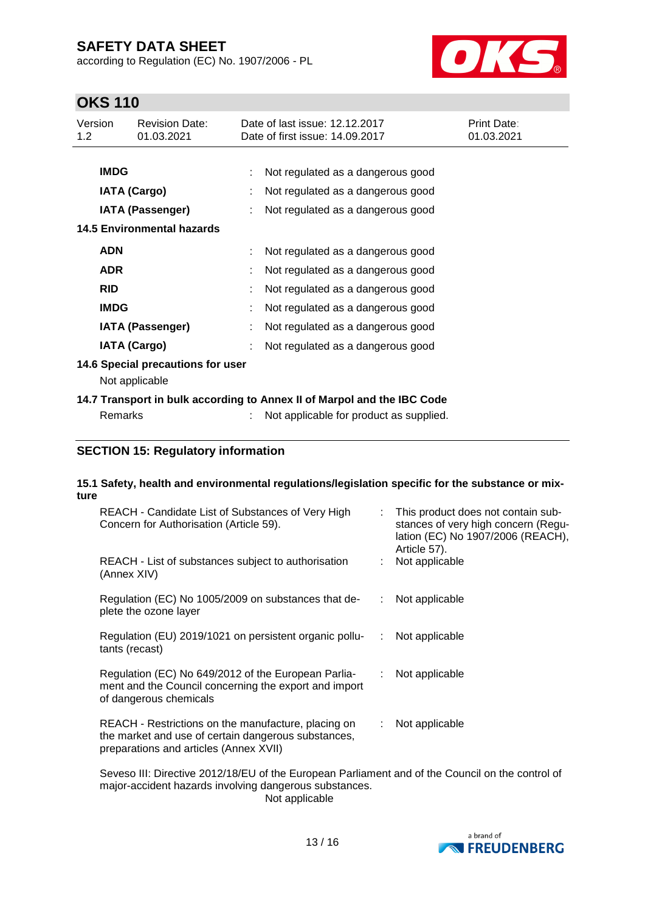| | | |
|---|---|---|
| **IMDG** | : | Not regulated as a dangerous good |
| **IATA (Cargo)** | : | Not regulated as a dangerous good |
| **IATA (Passenger)** | : | Not regulated as a dangerous good |

**14.5 Environmental hazards**

| | | |
|---|---|---|
| **ADN** | : | Not regulated as a dangerous good |
| **ADR** | : | Not regulated as a dangerous good |
| **RID** | : | Not regulated as a dangerous good |
| **IMDG** | : | Not regulated as a dangerous good |
| **IATA (Passenger)** | : | Not regulated as a dangerous good |
| **IATA (Cargo)** | : | Not regulated as a dangerous good |

**14.6 Special precautions for user**

Not applicable

**14.7 Transport in bulk according to Annex II of Marpol and the IBC Code**

Remarks : Not applicable for product as supplied.

## SECTION 15: Regulatory information

**15.1 Safety, health and environmental regulations/legislation specific for the substance or mixture**

| | | |
|---|---|---|
| REACH - Candidate List of Substances of Very High Concern for Authorisation (Article 59). | : | This product does not contain substances of very high concern (Regulation (EC) No 1907/2006 (REACH), Article 57). |
| REACH - List of substances subject to authorisation (Annex XIV) | : | Not applicable |
| Regulation (EC) No 1005/2009 on substances that deplete the ozone layer | : | Not applicable |
| Regulation (EU) 2019/1021 on persistent organic pollutants (recast) | : | Not applicable |
| Regulation (EC) No 649/2012 of the European Parliament and the Council concerning the export and import of dangerous chemicals | : | Not applicable |
| REACH - Restrictions on the manufacture, placing on the market and use of certain dangerous substances, preparations and articles (Annex XVII) | : | Not applicable |

Seveso III: Directive 2012/18/EU of the European Parliament and of the Council on the control of major-accident hazards involving dangerous substances.

Not applicable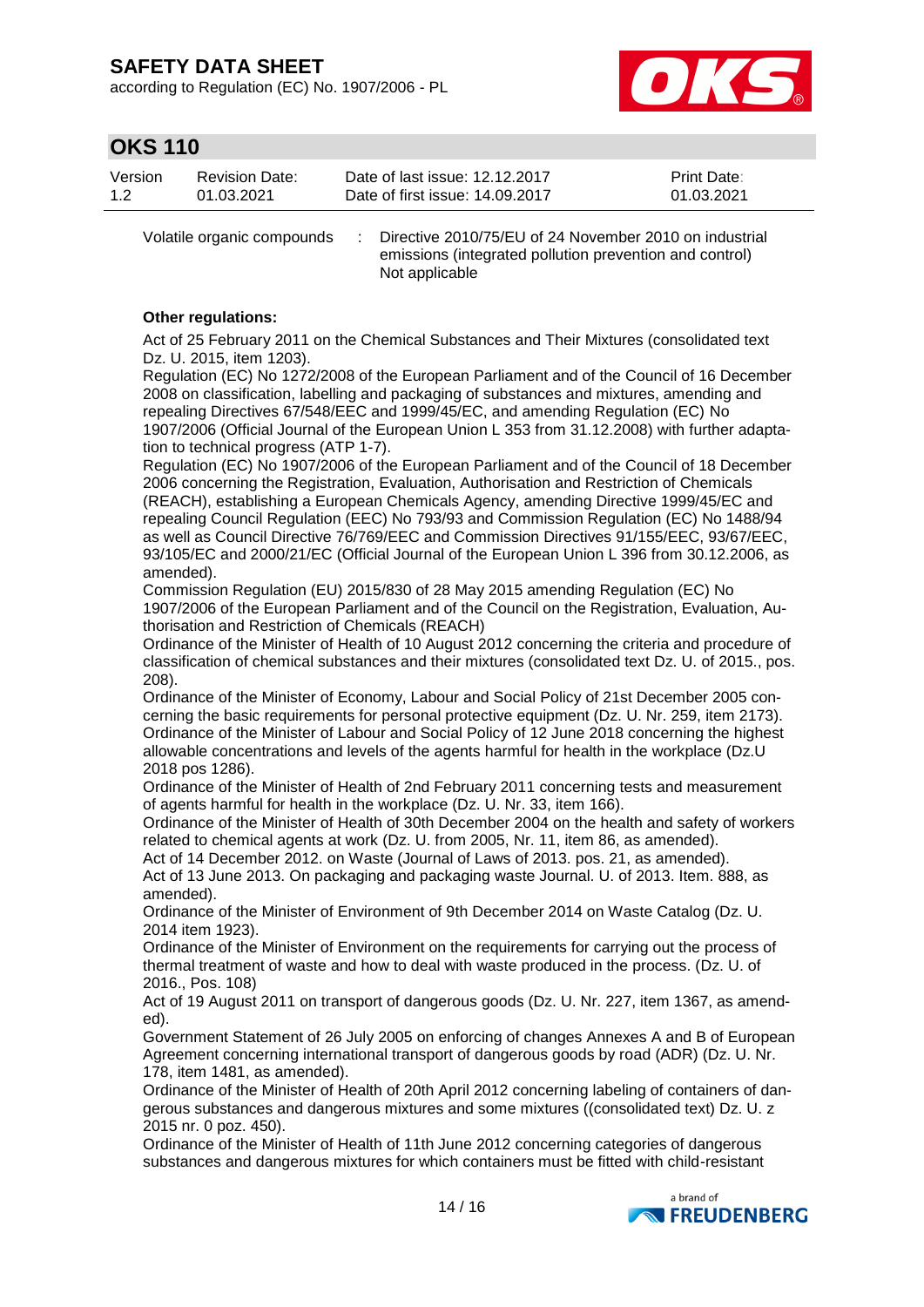| | | |
|---|---|---|
| Volatile organic compounds | : | Directive 2010/75/EU of 24 November 2010 on industrial emissions (integrated pollution prevention and control)<br>Not applicable |

**Other regulations:**

Act of 25 February 2011 on the Chemical Substances and Their Mixtures (consolidated text Dz. U. 2015, item 1203).
Regulation (EC) No 1272/2008 of the European Parliament and of the Council of 16 December 2008 on classification, labelling and packaging of substances and mixtures, amending and repealing Directives 67/548/EEC and 1999/45/EC, and amending Regulation (EC) No 1907/2006 (Official Journal of the European Union L 353 from 31.12.2008) with further adaptation to technical progress (ATP 1-7).
Regulation (EC) No 1907/2006 of the European Parliament and of the Council of 18 December 2006 concerning the Registration, Evaluation, Authorisation and Restriction of Chemicals (REACH), establishing a European Chemicals Agency, amending Directive 1999/45/EC and repealing Council Regulation (EEC) No 793/93 and Commission Regulation (EC) No 1488/94 as well as Council Directive 76/769/EEC and Commission Directives 91/155/EEC, 93/67/EEC, 93/105/EC and 2000/21/EC (Official Journal of the European Union L 396 from 30.12.2006, as amended).
Commission Regulation (EU) 2015/830 of 28 May 2015 amending Regulation (EC) No 1907/2006 of the European Parliament and of the Council on the Registration, Evaluation, Authorisation and Restriction of Chemicals (REACH)
Ordinance of the Minister of Health of 10 August 2012 concerning the criteria and procedure of classification of chemical substances and their mixtures (consolidated text Dz. U. of 2015., pos. 208).
Ordinance of the Minister of Economy, Labour and Social Policy of 21st December 2005 concerning the basic requirements for personal protective equipment (Dz. U. Nr. 259, item 2173).
Ordinance of the Minister of Labour and Social Policy of 12 June 2018 concerning the highest allowable concentrations and levels of the agents harmful for health in the workplace (Dz.U 2018 pos 1286).
Ordinance of the Minister of Health of 2nd February 2011 concerning tests and measurement of agents harmful for health in the workplace (Dz. U. Nr. 33, item 166).
Ordinance of the Minister of Health of 30th December 2004 on the health and safety of workers related to chemical agents at work (Dz. U. from 2005, Nr. 11, item 86, as amended).
Act of 14 December 2012. on Waste (Journal of Laws of 2013. pos. 21, as amended).
Act of 13 June 2013. On packaging and packaging waste Journal. U. of 2013. Item. 888, as amended).
Ordinance of the Minister of Environment of 9th December 2014 on Waste Catalog (Dz. U. 2014 item 1923).
Ordinance of the Minister of Environment on the requirements for carrying out the process of thermal treatment of waste and how to deal with waste produced in the process. (Dz. U. of 2016., Pos. 108)
Act of 19 August 2011 on transport of dangerous goods (Dz. U. Nr. 227, item 1367, as amended).
Government Statement of 26 July 2005 on enforcing of changes Annexes A and B of European Agreement concerning international transport of dangerous goods by road (ADR) (Dz. U. Nr. 178, item 1481, as amended).
Ordinance of the Minister of Health of 20th April 2012 concerning labeling of containers of dangerous substances and dangerous mixtures and some mixtures ((consolidated text) Dz. U. z 2015 nr. 0 poz. 450).
Ordinance of the Minister of Health of 11th June 2012 concerning categories of dangerous substances and dangerous mixtures for which containers must be fitted with child-resistant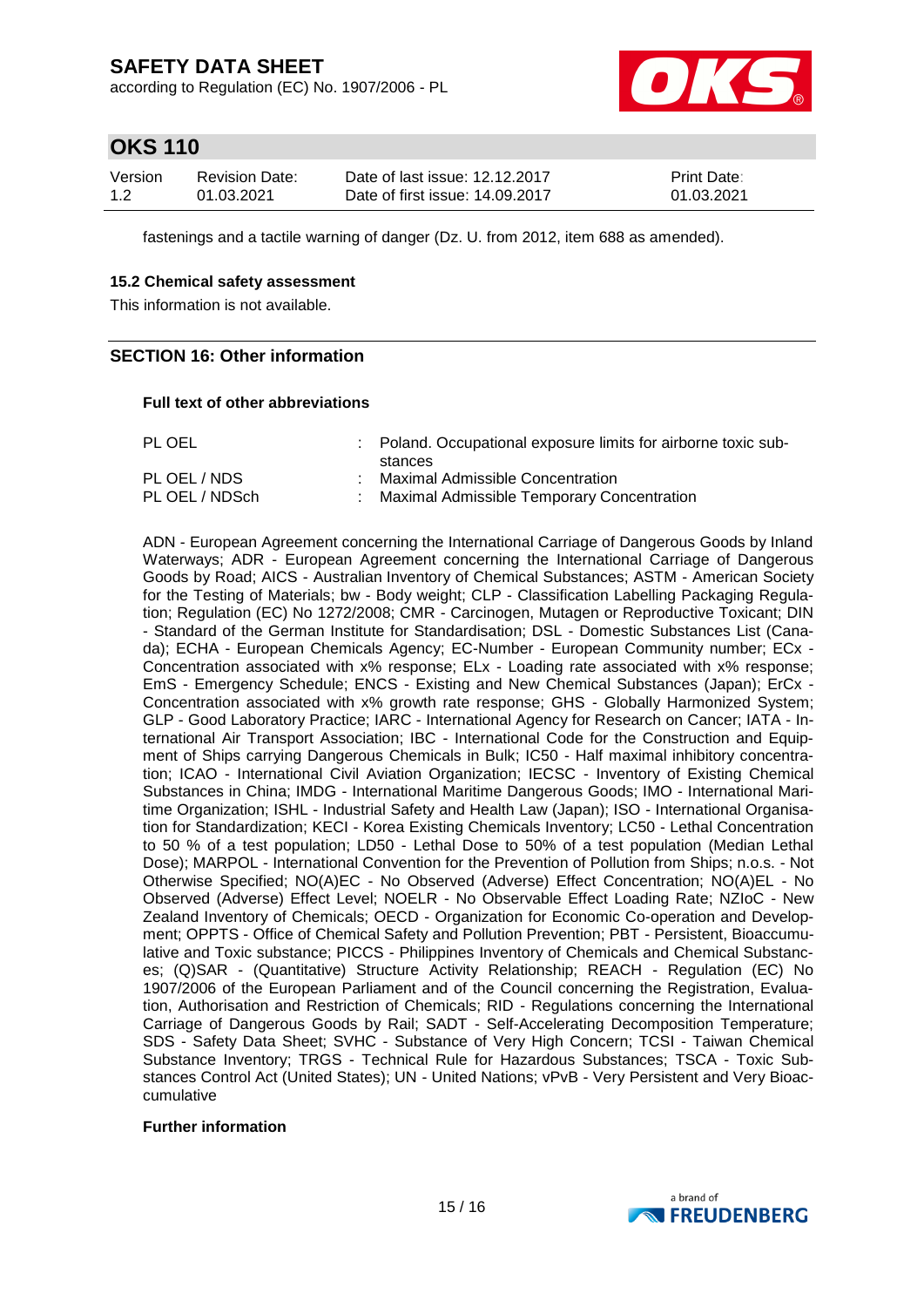fastenings and a tactile warning of danger (Dz. U. from 2012, item 688 as amended).

### 15.2 Chemical safety assessment

This information is not available.

## SECTION 16: Other information

### Full text of other abbreviations

| | | |
|---|---|---|
| PL OEL | : | Poland. Occupational exposure limits for airborne toxic substances |
| PL OEL / NDS | : | Maximal Admissible Concentration |
| PL OEL / NDSch | : | Maximal Admissible Temporary Concentration |

ADN - European Agreement concerning the International Carriage of Dangerous Goods by Inland Waterways; ADR - European Agreement concerning the International Carriage of Dangerous Goods by Road; AICS - Australian Inventory of Chemical Substances; ASTM - American Society for the Testing of Materials; bw - Body weight; CLP - Classification Labelling Packaging Regulation; Regulation (EC) No 1272/2008; CMR - Carcinogen, Mutagen or Reproductive Toxicant; DIN - Standard of the German Institute for Standardisation; DSL - Domestic Substances List (Canada); ECHA - European Chemicals Agency; EC-Number - European Community number; ECx - Concentration associated with x% response; ELx - Loading rate associated with x% response; EmS - Emergency Schedule; ENCS - Existing and New Chemical Substances (Japan); ErCx - Concentration associated with x% growth rate response; GHS - Globally Harmonized System; GLP - Good Laboratory Practice; IARC - International Agency for Research on Cancer; IATA - International Air Transport Association; IBC - International Code for the Construction and Equipment of Ships carrying Dangerous Chemicals in Bulk; IC50 - Half maximal inhibitory concentration; ICAO - International Civil Aviation Organization; IECSC - Inventory of Existing Chemical Substances in China; IMDG - International Maritime Dangerous Goods; IMO - International Maritime Organization; ISHL - Industrial Safety and Health Law (Japan); ISO - International Organisation for Standardization; KECI - Korea Existing Chemicals Inventory; LC50 - Lethal Concentration to 50 % of a test population; LD50 - Lethal Dose to 50% of a test population (Median Lethal Dose); MARPOL - International Convention for the Prevention of Pollution from Ships; n.o.s. - Not Otherwise Specified; NO(A)EC - No Observed (Adverse) Effect Concentration; NO(A)EL - No Observed (Adverse) Effect Level; NOELR - No Observable Effect Loading Rate; NZIoC - New Zealand Inventory of Chemicals; OECD - Organization for Economic Co-operation and Development; OPPTS - Office of Chemical Safety and Pollution Prevention; PBT - Persistent, Bioaccumulative and Toxic substance; PICCS - Philippines Inventory of Chemicals and Chemical Substances; (Q)SAR - (Quantitative) Structure Activity Relationship; REACH - Regulation (EC) No 1907/2006 of the European Parliament and of the Council concerning the Registration, Evaluation, Authorisation and Restriction of Chemicals; RID - Regulations concerning the International Carriage of Dangerous Goods by Rail; SADT - Self-Accelerating Decomposition Temperature; SDS - Safety Data Sheet; SVHC - Substance of Very High Concern; TCSI - Taiwan Chemical Substance Inventory; TRGS - Technical Rule for Hazardous Substances; TSCA - Toxic Substances Control Act (United States); UN - United Nations; vPvB - Very Persistent and Very Bioaccumulative

### Further information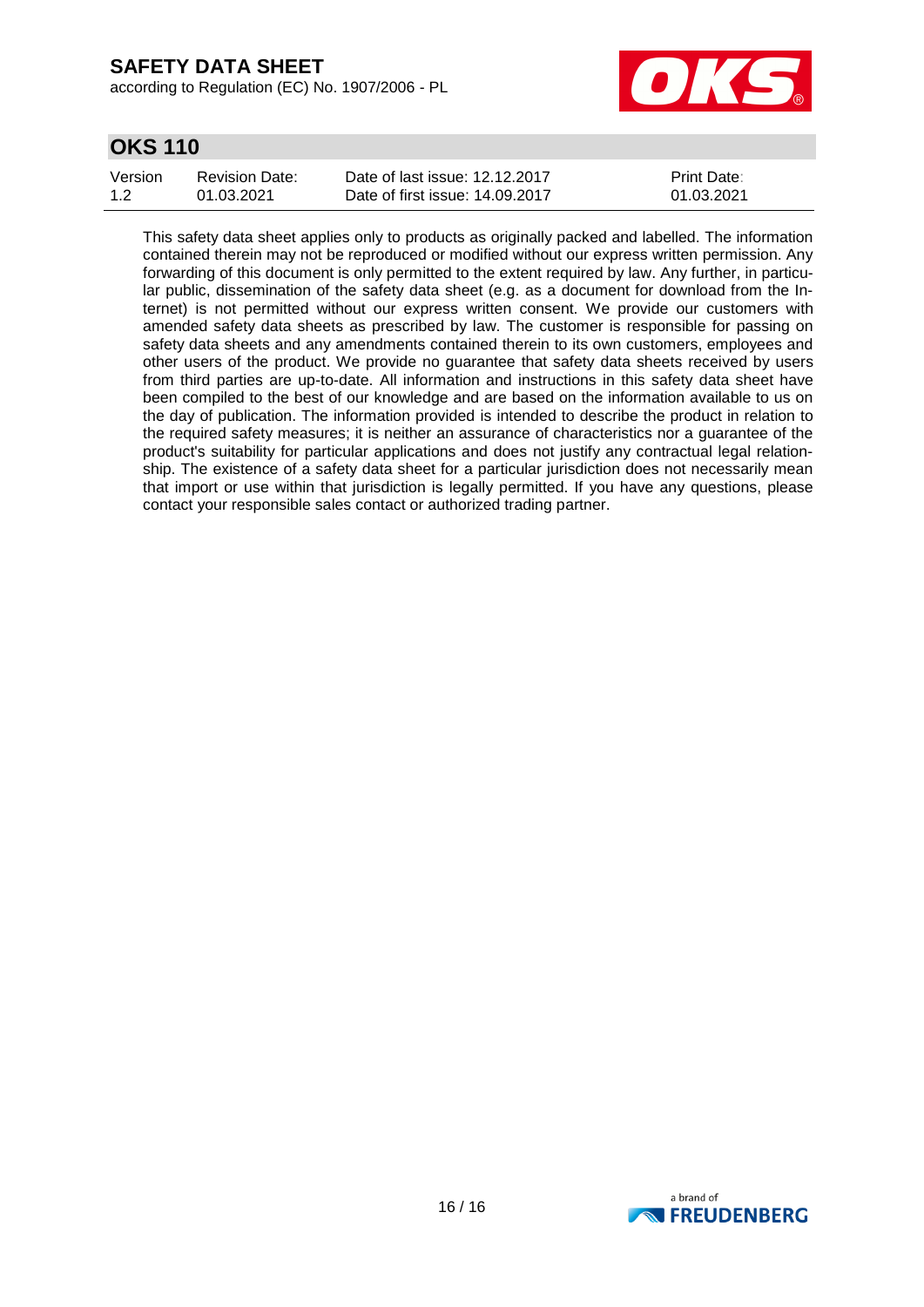This safety data sheet applies only to products as originally packed and labelled. The information contained therein may not be reproduced or modified without our express written permission. Any forwarding of this document is only permitted to the extent required by law. Any further, in particular public, dissemination of the safety data sheet (e.g. as a document for download from the Internet) is not permitted without our express written consent. We provide our customers with amended safety data sheets as prescribed by law. The customer is responsible for passing on safety data sheets and any amendments contained therein to its own customers, employees and other users of the product. We provide no guarantee that safety data sheets received by users from third parties are up-to-date. All information and instructions in this safety data sheet have been compiled to the best of our knowledge and are based on the information available to us on the day of publication. The information provided is intended to describe the product in relation to the required safety measures; it is neither an assurance of characteristics nor a guarantee of the product's suitability for particular applications and does not justify any contractual legal relationship. The existence of a safety data sheet for a particular jurisdiction does not necessarily mean that import or use within that jurisdiction is legally permitted. If you have any questions, please contact your responsible sales contact or authorized trading partner.